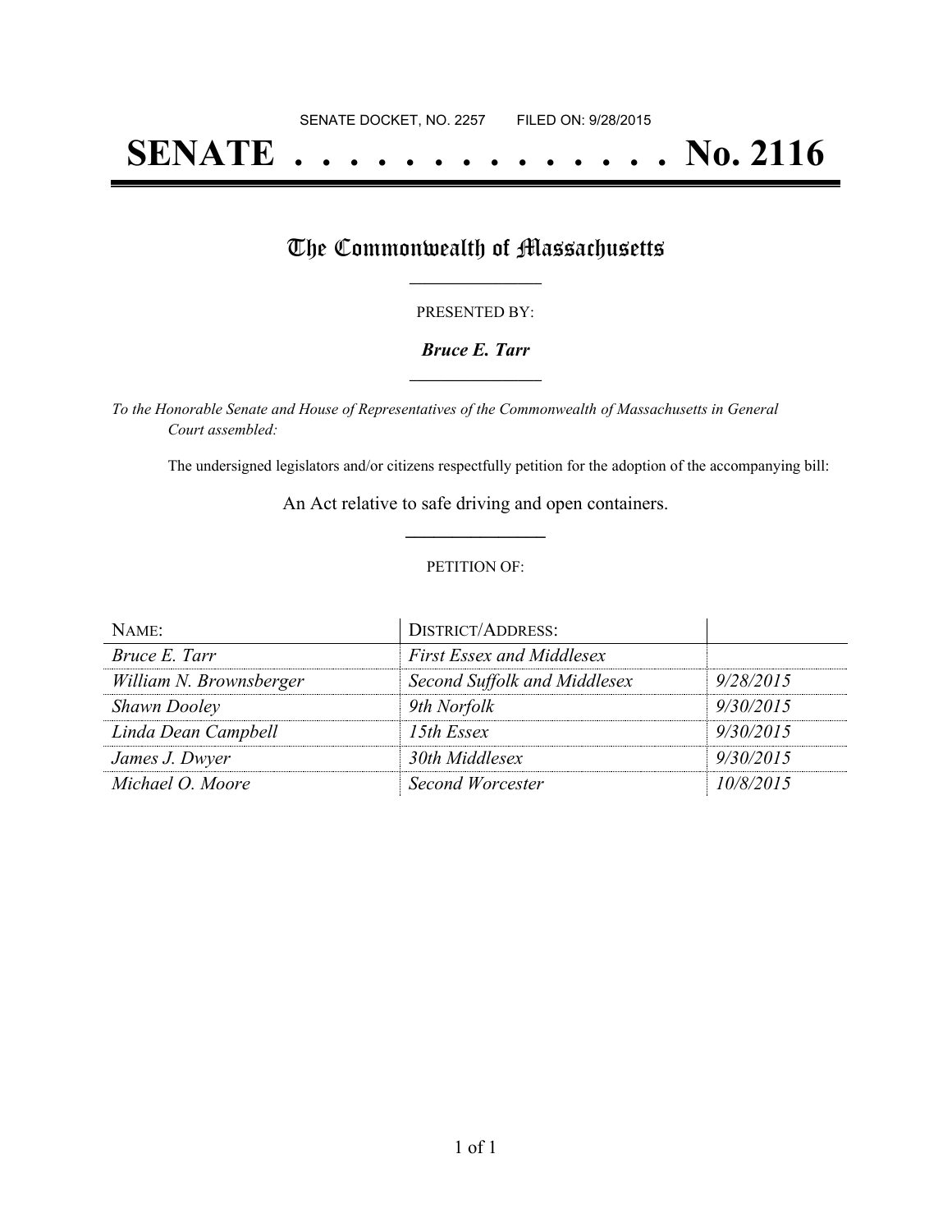SENATE DOCKET, NO. 2257 FILED ON: 9/28/2015

# SENATE . . . . . . . . . . . . . . No. 2116

## The Commonwealth of Massachusetts

PRESENTED BY:

***Bruce E. Tarr***

*To the Honorable Senate and House of Representatives of the Commonwealth of Massachusetts in General Court assembled:*

The undersigned legislators and/or citizens respectfully petition for the adoption of the accompanying bill:

An Act relative to safe driving and open containers.

PETITION OF:

| NAME: | DISTRICT/ADDRESS: | |
|---|---|---|
| *Bruce E. Tarr* | *First Essex and Middlesex* | |
| *William N. Brownsberger* | *Second Suffolk and Middlesex* | *9/28/2015* |
| *Shawn Dooley* | *9th Norfolk* | *9/30/2015* |
| *Linda Dean Campbell* | *15th Essex* | *9/30/2015* |
| *James J. Dwyer* | *30th Middlesex* | *9/30/2015* |
| *Michael O. Moore* | *Second Worcester* | *10/8/2015* |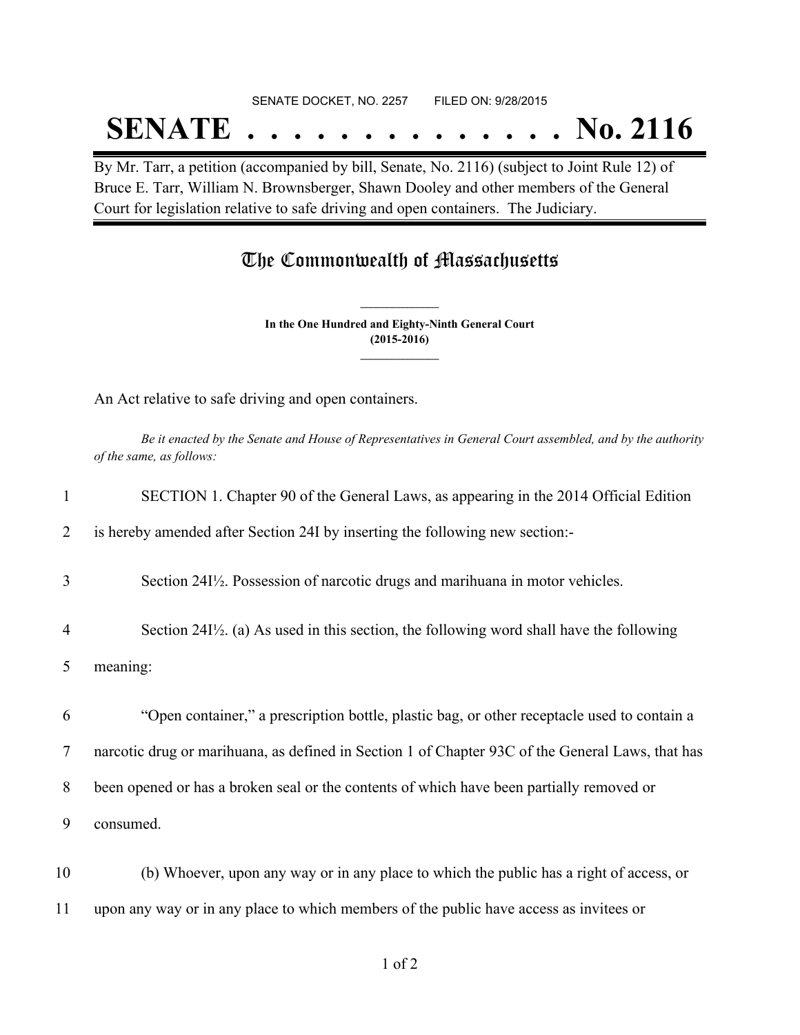SENATE DOCKET, NO. 2257        FILED ON: 9/28/2015

# SENATE . . . . . . . . . . . . . . No. 2116

By Mr. Tarr, a petition (accompanied by bill, Senate, No. 2116) (subject to Joint Rule 12) of Bruce E. Tarr, William N. Brownsberger, Shawn Dooley and other members of the General Court for legislation relative to safe driving and open containers. The Judiciary.

## The Commonwealth of Massachusetts

**In the One Hundred and Eighty-Ninth General Court (2015-2016)**

An Act relative to safe driving and open containers.

*Be it enacted by the Senate and House of Representatives in General Court assembled, and by the authority of the same, as follows:*

1 SECTION 1. Chapter 90 of the General Laws, as appearing in the 2014 Official Edition
2 is hereby amended after Section 24I by inserting the following new section:-

3 Section 24I½. Possession of narcotic drugs and marihuana in motor vehicles.

4 Section 24I½. (a) As used in this section, the following word shall have the following
5 meaning:

6 "Open container," a prescription bottle, plastic bag, or other receptacle used to contain a
7 narcotic drug or marihuana, as defined in Section 1 of Chapter 93C of the General Laws, that has
8 been opened or has a broken seal or the contents of which have been partially removed or
9 consumed.

10 (b) Whoever, upon any way or in any place to which the public has a right of access, or
11 upon any way or in any place to which members of the public have access as invitees or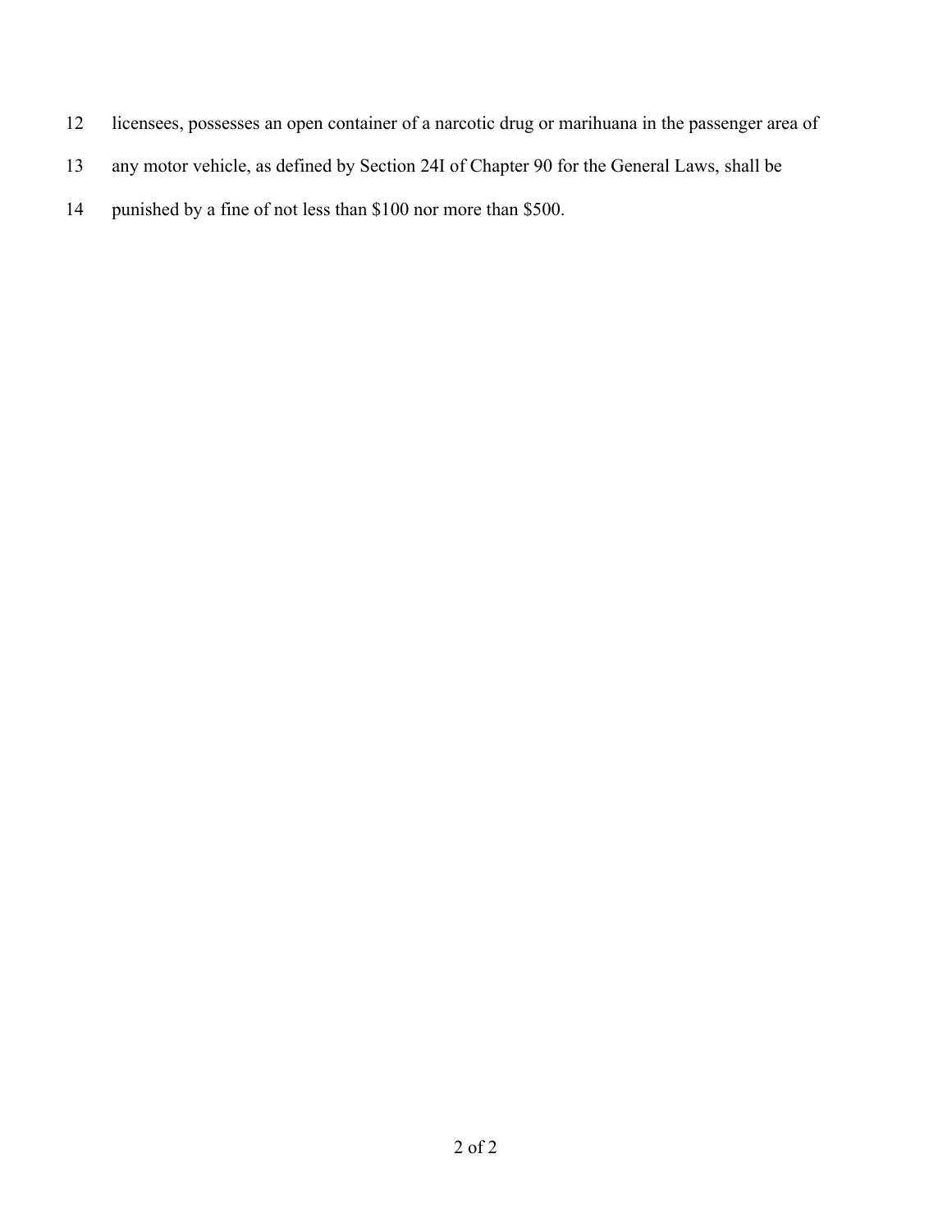12 licensees, possesses an open container of a narcotic drug or marihuana in the passenger area of

13 any motor vehicle, as defined by Section 24I of Chapter 90 for the General Laws, shall be

14 punished by a fine of not less than $100 nor more than $500.